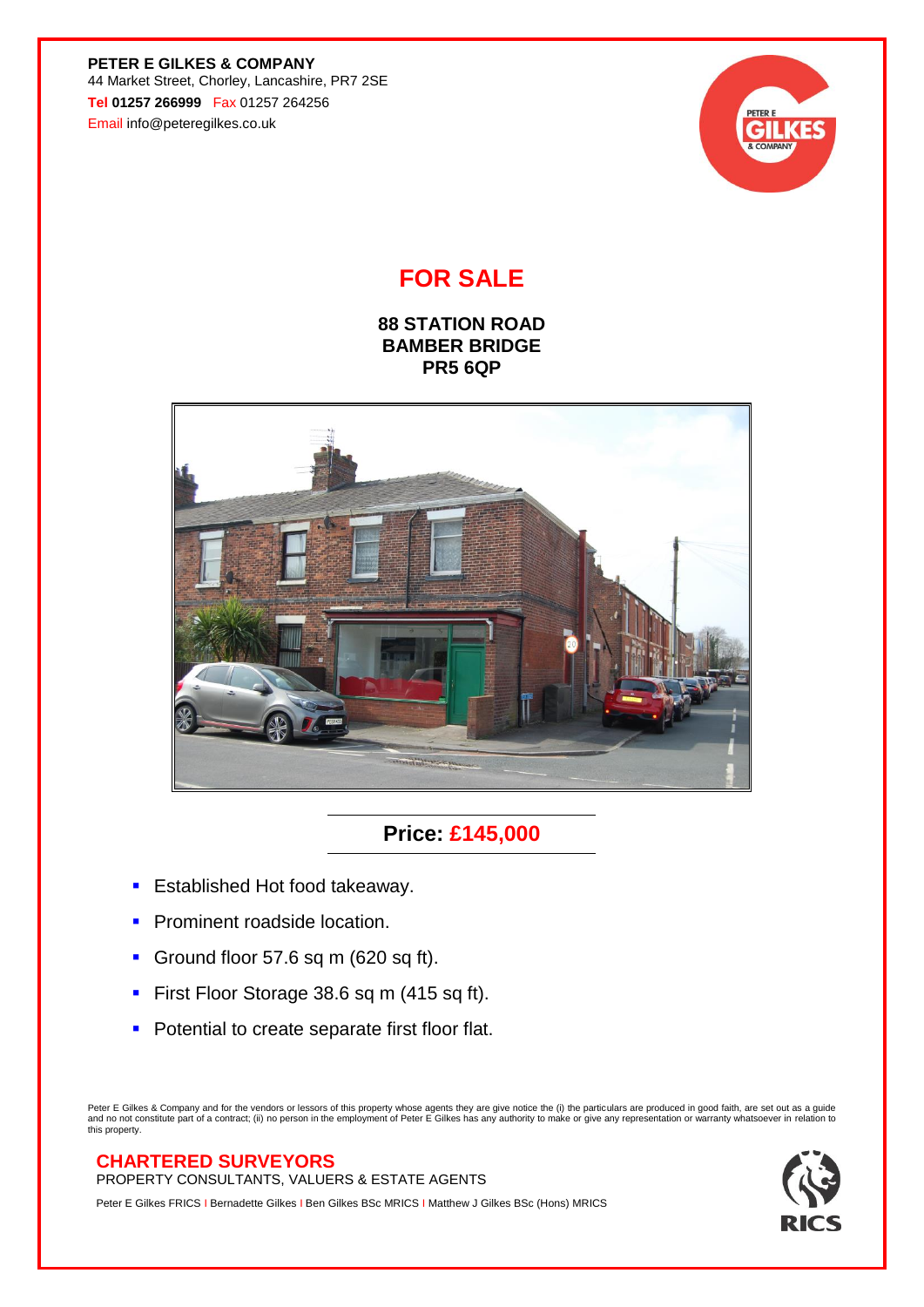**PETER E GILKES & COMPANY**
44 Market Street, Chorley, Lancashire, PR7 2SE
**Tel 01257 266999** Fax 01257 264256
Email info@peteregilkes.co.uk

# FOR SALE

**88 STATION ROAD**
**BAMBER BRIDGE**
**PR5 6QP**

## Price: £145,000

- Established Hot food takeaway.
- Prominent roadside location.
- Ground floor 57.6 sq m (620 sq ft).
- First Floor Storage 38.6 sq m (415 sq ft).
- Potential to create separate first floor flat.

Peter E Gilkes & Company and for the vendors or lessors of this property whose agents they are give notice the (i) the particulars are produced in good faith, are set out as a guide and no not constitute part of a contract; (ii) no person in the employment of Peter E Gilkes has any authority to make or give any representation or warranty whatsoever in relation to this property.

**CHARTERED SURVEYORS**
PROPERTY CONSULTANTS, VALUERS & ESTATE AGENTS

Peter E Gilkes FRICS I Bernadette Gilkes I Ben Gilkes BSc MRICS I Matthew J Gilkes BSc (Hons) MRICS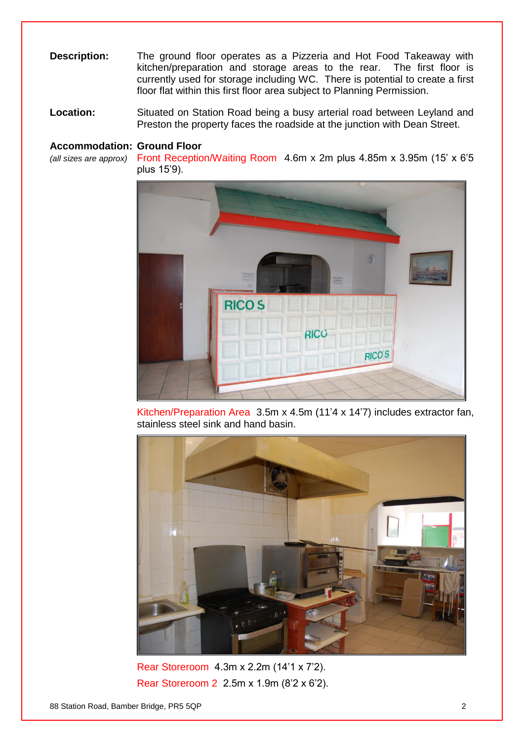**Description:** The ground floor operates as a Pizzeria and Hot Food Takeaway with kitchen/preparation and storage areas to the rear. The first floor is currently used for storage including WC. There is potential to create a first floor flat within this first floor area subject to Planning Permission.

**Location:** Situated on Station Road being a busy arterial road between Leyland and Preston the property faces the roadside at the junction with Dean Street.

**Accommodation:** **Ground Floor**

*(all sizes are approx)*

Front Reception/Waiting Room 4.6m x 2m plus 4.85m x 3.95m (15' x 6'5 plus 15'9).

Kitchen/Preparation Area 3.5m x 4.5m (11'4 x 14'7) includes extractor fan, stainless steel sink and hand basin.

Rear Storeroom 4.3m x 2.2m (14'1 x 7'2).

Rear Storeroom 2 2.5m x 1.9m (8'2 x 6'2).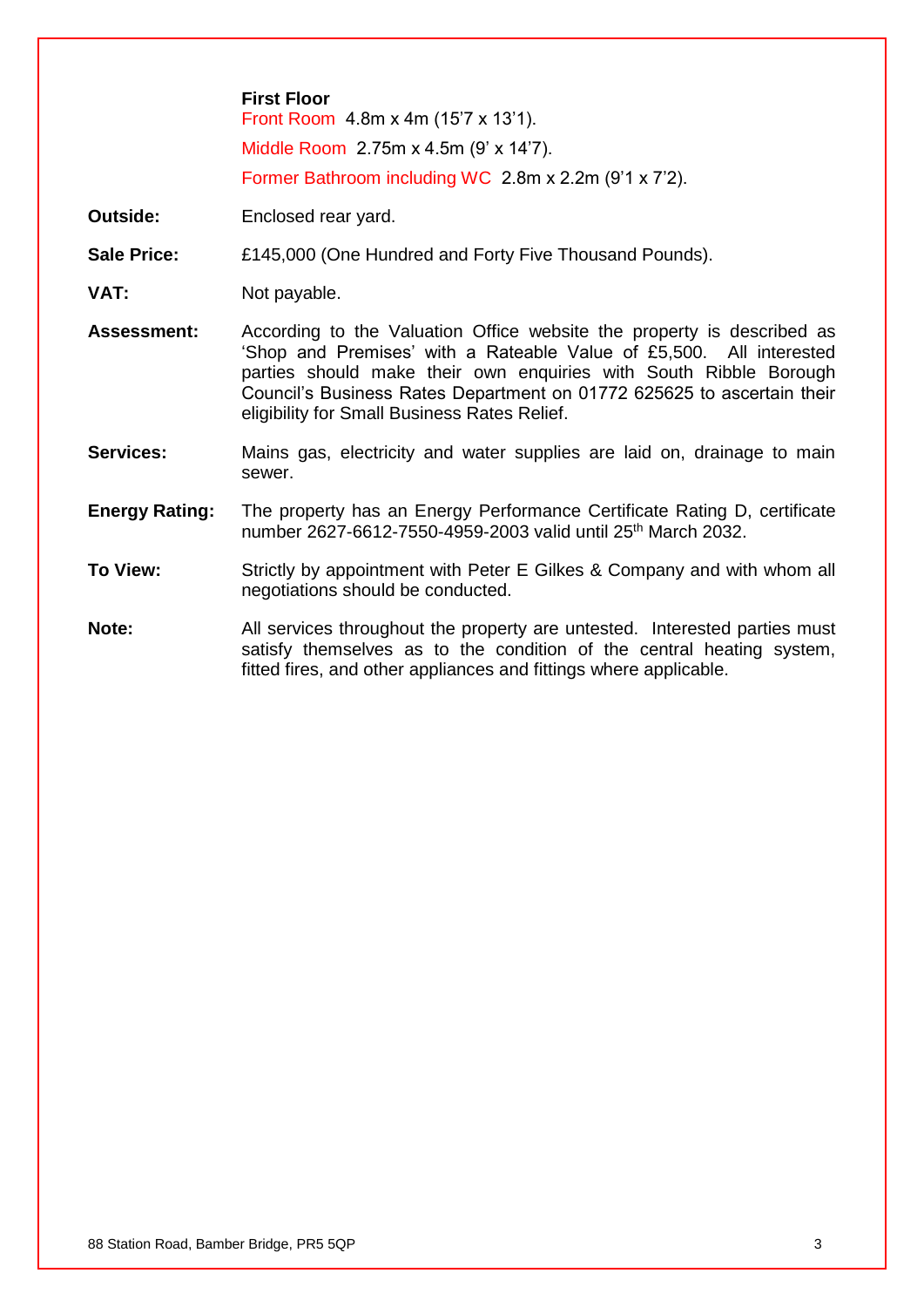**First Floor**

Front Room 4.8m x 4m (15'7 x 13'1).

Middle Room 2.75m x 4.5m (9' x 14'7).

Former Bathroom including WC 2.8m x 2.2m (9'1 x 7'2).

**Outside:** Enclosed rear yard.

**Sale Price:** £145,000 (One Hundred and Forty Five Thousand Pounds).

**VAT:** Not payable.

**Assessment:** According to the Valuation Office website the property is described as 'Shop and Premises' with a Rateable Value of £5,500. All interested parties should make their own enquiries with South Ribble Borough Council's Business Rates Department on 01772 625625 to ascertain their eligibility for Small Business Rates Relief.

**Services:** Mains gas, electricity and water supplies are laid on, drainage to main sewer.

**Energy Rating:** The property has an Energy Performance Certificate Rating D, certificate number 2627-6612-7550-4959-2003 valid until 25th March 2032.

**To View:** Strictly by appointment with Peter E Gilkes & Company and with whom all negotiations should be conducted.

**Note:** All services throughout the property are untested. Interested parties must satisfy themselves as to the condition of the central heating system, fitted fires, and other appliances and fittings where applicable.